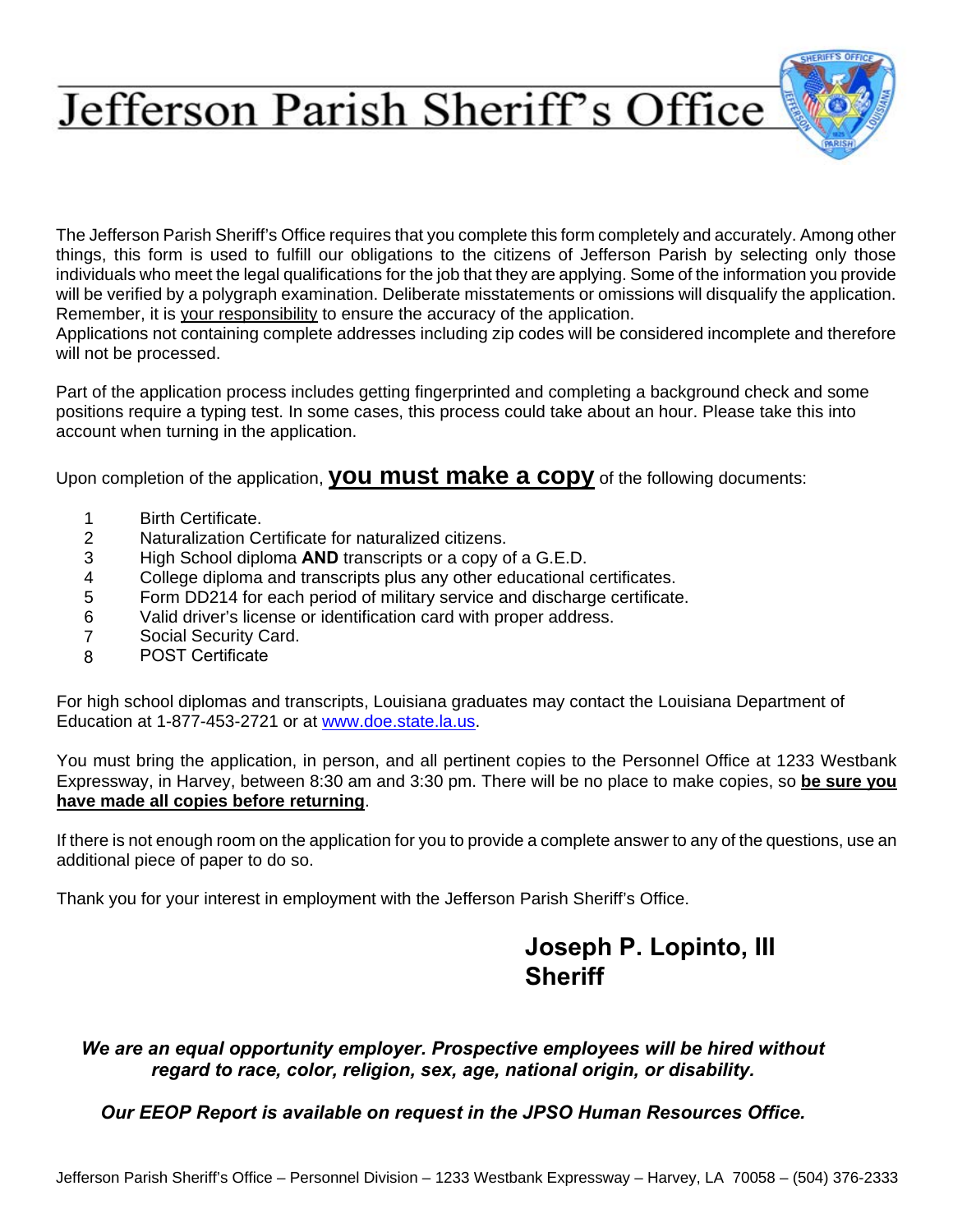# Jefferson Parish Sheriff's Office

The Jefferson Parish Sheriff's Office requires that you complete this form completely and accurately. Among other things, this form is used to fulfill our obligations to the citizens of Jefferson Parish by selecting only those individuals who meet the legal qualifications for the job that they are applying. Some of the information you provide will be verified by a polygraph examination. Deliberate misstatements or omissions will disqualify the application. Remember, it is <u>your responsibility</u> to ensure the accuracy of the application.
Applications not containing complete addresses including zip codes will be considered incomplete and therefore will not be processed.

Part of the application process includes getting fingerprinted and completing a background check and some positions require a typing test. In some cases, this process could take about an hour. Please take this into account when turning in the application.

Upon completion of the application, <u>**you must make a copy**</u> of the following documents:

1. Birth Certificate.
2. Naturalization Certificate for naturalized citizens.
3. High School diploma **AND** transcripts or a copy of a G.E.D.
4. College diploma and transcripts plus any other educational certificates.
5. Form DD214 for each period of military service and discharge certificate.
6. Valid driver's license or identification card with proper address.
7. Social Security Card.
8. POST Certificate

For high school diplomas and transcripts, Louisiana graduates may contact the Louisiana Department of Education at 1-877-453-2721 or at www.doe.state.la.us.

You must bring the application, in person, and all pertinent copies to the Personnel Office at 1233 Westbank Expressway, in Harvey, between 8:30 am and 3:30 pm. There will be no place to make copies, so <u>**be sure you have made all copies before returning**</u>.

If there is not enough room on the application for you to provide a complete answer to any of the questions, use an additional piece of paper to do so.

Thank you for your interest in employment with the Jefferson Parish Sheriff's Office.

**Joseph P. Lopinto, III**
**Sheriff**

***We are an equal opportunity employer. Prospective employees will be hired without regard to race, color, religion, sex, age, national origin, or disability.***

***Our EEOP Report is available on request in the JPSO Human Resources Office.***

Jefferson Parish Sheriff's Office – Personnel Division – 1233 Westbank Expressway – Harvey, LA 70058 – (504) 376-2333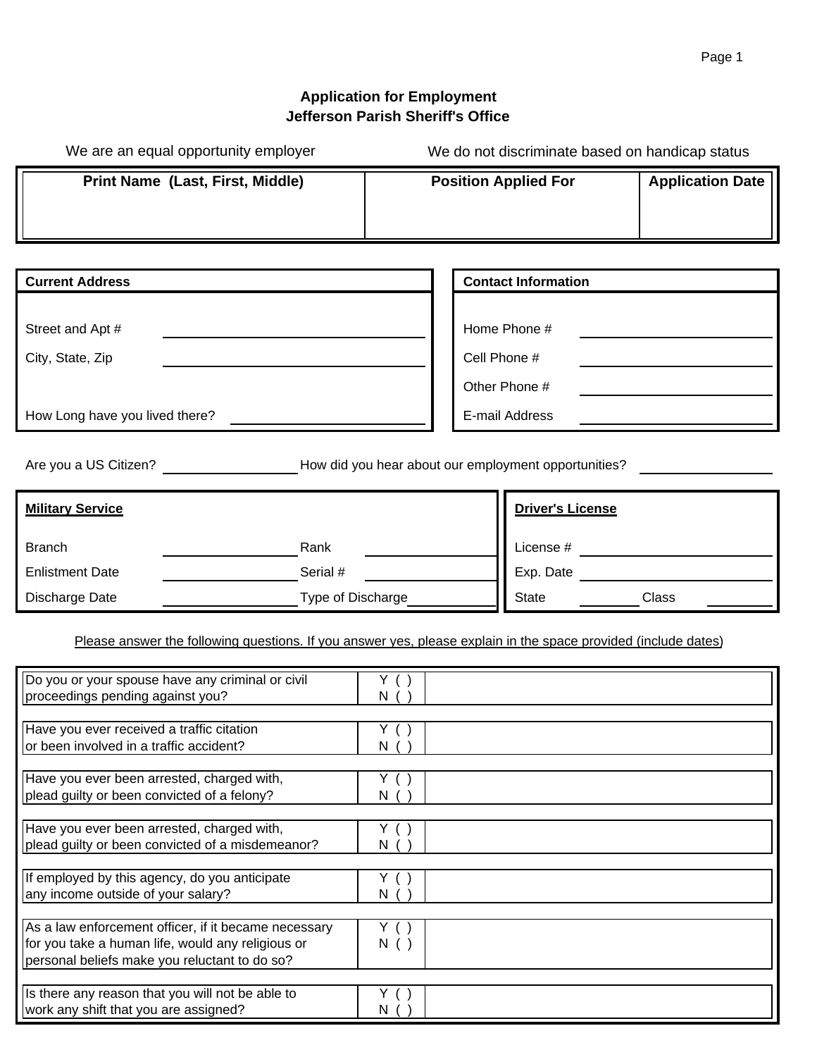# Application for Employment
## Jefferson Parish Sheriff's Office

We are an equal opportunity employer

We do not discriminate based on handicap status

| Print Name (Last, First, Middle) | Position Applied For | Application Date |
|---|---|---|
| | | |

**Current Address**

Street and Apt # ______________________

City, State, Zip ______________________

How Long have you lived there? ______________________

**Contact Information**

Home Phone # ______________________

Cell Phone # ______________________

Other Phone # ______________________

E-mail Address ______________________

Are you a US Citizen? ____________ How did you hear about our employment opportunities? ____________

**Military Service**

Branch ____________ Rank ____________

Enlistment Date ____________ Serial # ____________

Discharge Date ____________ Type of Discharge ____________

**Driver's License**

License # ____________

Exp. Date ____________

State ________ Class ________

Please answer the following questions. If you answer yes, please explain in the space provided (include dates)

| Question | Answer | Explanation |
|---|---|---|
| Do you or your spouse have any criminal or civil proceedings pending against you? | Y ( ) N ( ) | |
| Have you ever received a traffic citation or been involved in a traffic accident? | Y ( ) N ( ) | |
| Have you ever been arrested, charged with, plead guilty or been convicted of a felony? | Y ( ) N ( ) | |
| Have you ever been arrested, charged with, plead guilty or been convicted of a misdemeanor? | Y ( ) N ( ) | |
| If employed by this agency, do you anticipate any income outside of your salary? | Y ( ) N ( ) | |
| As a law enforcement officer, if it became necessary for you take a human life, would any religious or personal beliefs make you reluctant to do so? | Y ( ) N ( ) | |
| Is there any reason that you will not be able to work any shift that you are assigned? | Y ( ) N ( ) | |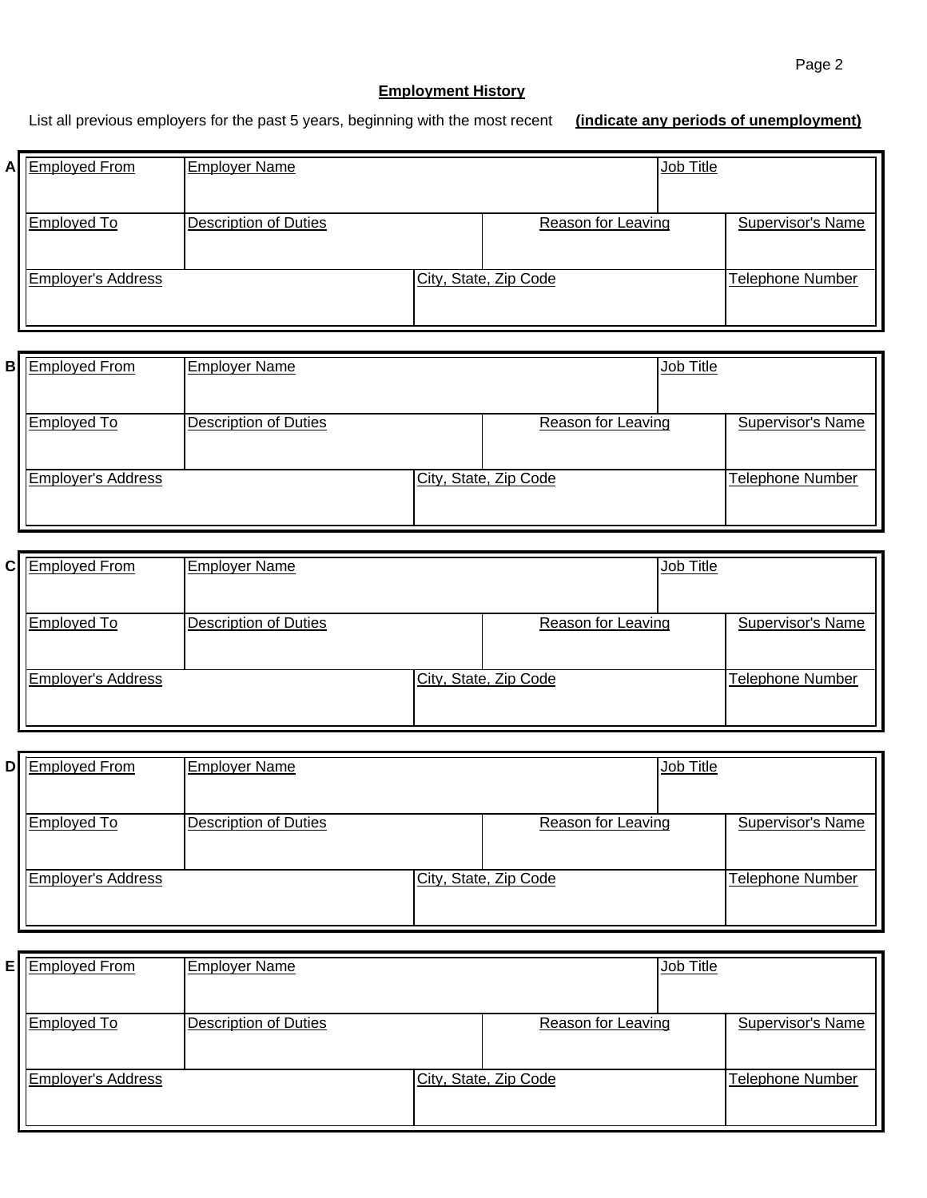## Employment History

List all previous employers for the past 5 years, beginning with the most recent **(indicate any periods of unemployment)**

**A**

| Employed From | Employer Name | | Job Title |
|---|---|---|---|
| | | | |
| **Employed To** | **Description of Duties** | **Reason for Leaving** | **Supervisor's Name** |
| | | | |
| **Employer's Address** | **City, State, Zip Code** | | **Telephone Number** |
| | | | |

**B**

| Employed From | Employer Name | | Job Title |
|---|---|---|---|
| | | | |
| **Employed To** | **Description of Duties** | **Reason for Leaving** | **Supervisor's Name** |
| | | | |
| **Employer's Address** | **City, State, Zip Code** | | **Telephone Number** |
| | | | |

**C**

| Employed From | Employer Name | | Job Title |
|---|---|---|---|
| | | | |
| **Employed To** | **Description of Duties** | **Reason for Leaving** | **Supervisor's Name** |
| | | | |
| **Employer's Address** | **City, State, Zip Code** | | **Telephone Number** |
| | | | |

**D**

| Employed From | Employer Name | | Job Title |
|---|---|---|---|
| | | | |
| **Employed To** | **Description of Duties** | **Reason for Leaving** | **Supervisor's Name** |
| | | | |
| **Employer's Address** | **City, State, Zip Code** | | **Telephone Number** |
| | | | |

**E**

| Employed From | Employer Name | | Job Title |
|---|---|---|---|
| | | | |
| **Employed To** | **Description of Duties** | **Reason for Leaving** | **Supervisor's Name** |
| | | | |
| **Employer's Address** | **City, State, Zip Code** | | **Telephone Number** |
| | | | |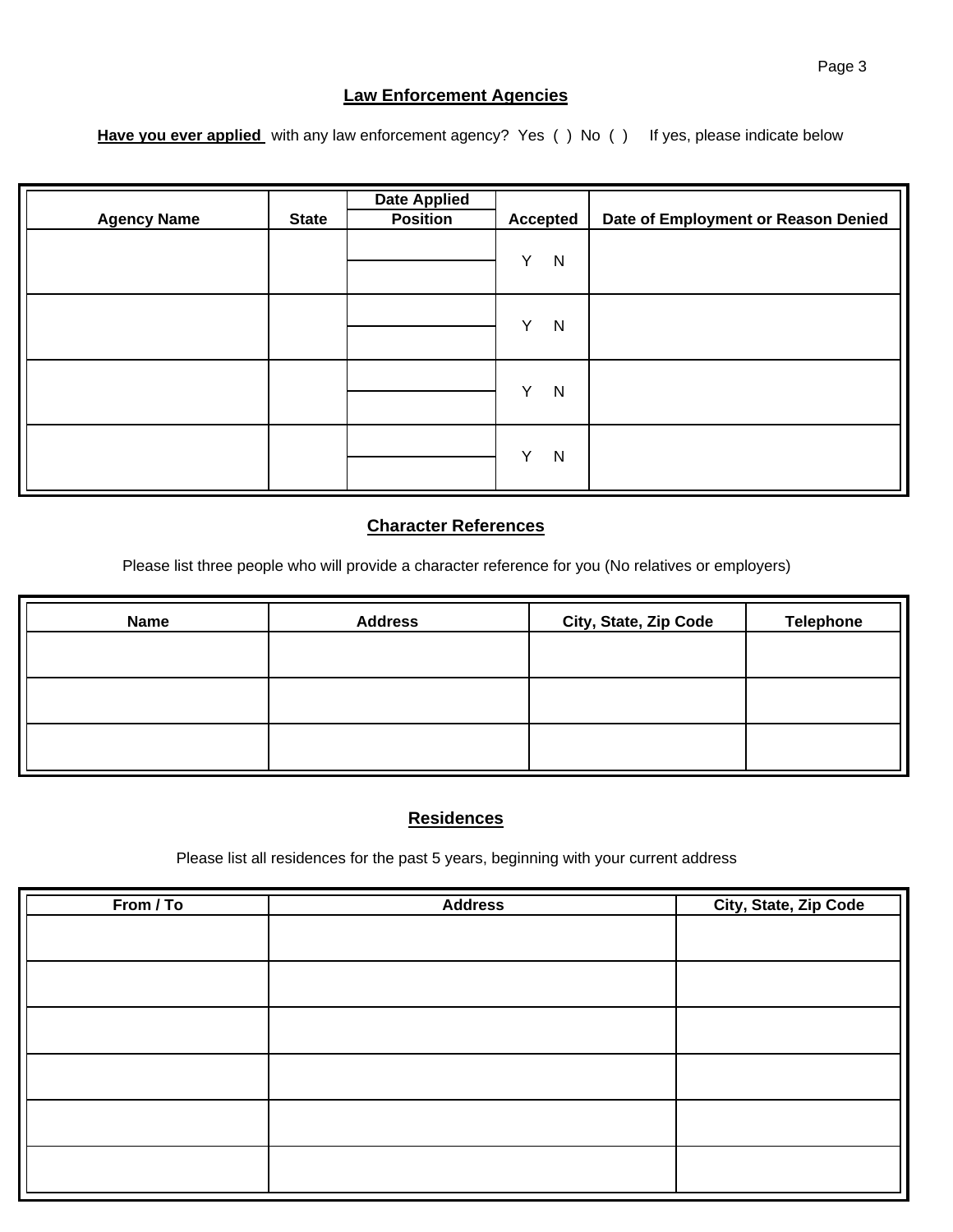## Law Enforcement Agencies

**Have you ever applied** with any law enforcement agency? Yes ( ) No ( ) If yes, please indicate below

| Agency Name | State | Date Applied / Position | Accepted | Date of Employment or Reason Denied |
|---|---|---|---|---|
| | | | Y N | |
| | | | Y N | |
| | | | Y N | |
| | | | Y N | |

## Character References

Please list three people who will provide a character reference for you (No relatives or employers)

| Name | Address | City, State, Zip Code | Telephone |
|---|---|---|---|
| | | | |
| | | | |
| | | | |

## Residences

Please list all residences for the past 5 years, beginning with your current address

| From / To | Address | City, State, Zip Code |
|---|---|---|
| | | |
| | | |
| | | |
| | | |
| | | |
| | | |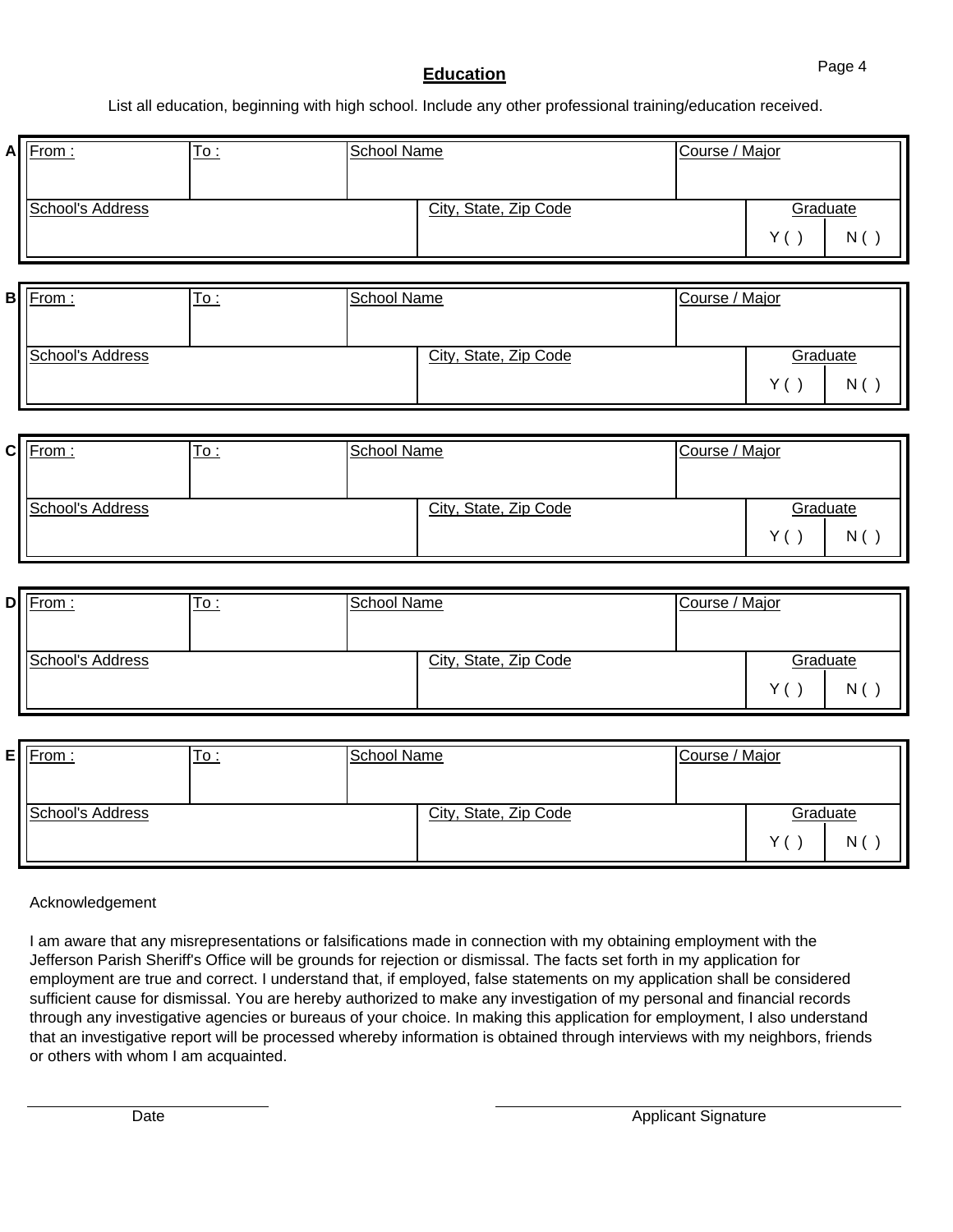## Education

List all education, beginning with high school. Include any other professional training/education received.

**A**

| From : | To : | School Name | Course / Major | |
|---|---|---|---|---|
| | | | | |
| School's Address | | City, State, Zip Code | Graduate | |
| | | | Y ( ) | N ( ) |

**B**

| From : | To : | School Name | Course / Major | |
|---|---|---|---|---|
| | | | | |
| School's Address | | City, State, Zip Code | Graduate | |
| | | | Y ( ) | N ( ) |

**C**

| From : | To : | School Name | Course / Major | |
|---|---|---|---|---|
| | | | | |
| School's Address | | City, State, Zip Code | Graduate | |
| | | | Y ( ) | N ( ) |

**D**

| From : | To : | School Name | Course / Major | |
|---|---|---|---|---|
| | | | | |
| School's Address | | City, State, Zip Code | Graduate | |
| | | | Y ( ) | N ( ) |

**E**

| From : | To : | School Name | Course / Major | |
|---|---|---|---|---|
| | | | | |
| School's Address | | City, State, Zip Code | Graduate | |
| | | | Y ( ) | N ( ) |

Acknowledgement

I am aware that any misrepresentations or falsifications made in connection with my obtaining employment with the Jefferson Parish Sheriff's Office will be grounds for rejection or dismissal. The facts set forth in my application for employment are true and correct. I understand that, if employed, false statements on my application shall be considered sufficient cause for dismissal. You are hereby authorized to make any investigation of my personal and financial records through any investigative agencies or bureaus of your choice. In making this application for employment, I also understand that an investigative report will be processed whereby information is obtained through interviews with my neighbors, friends or others with whom I am acquainted.

_________________________ Date

_________________________ Applicant Signature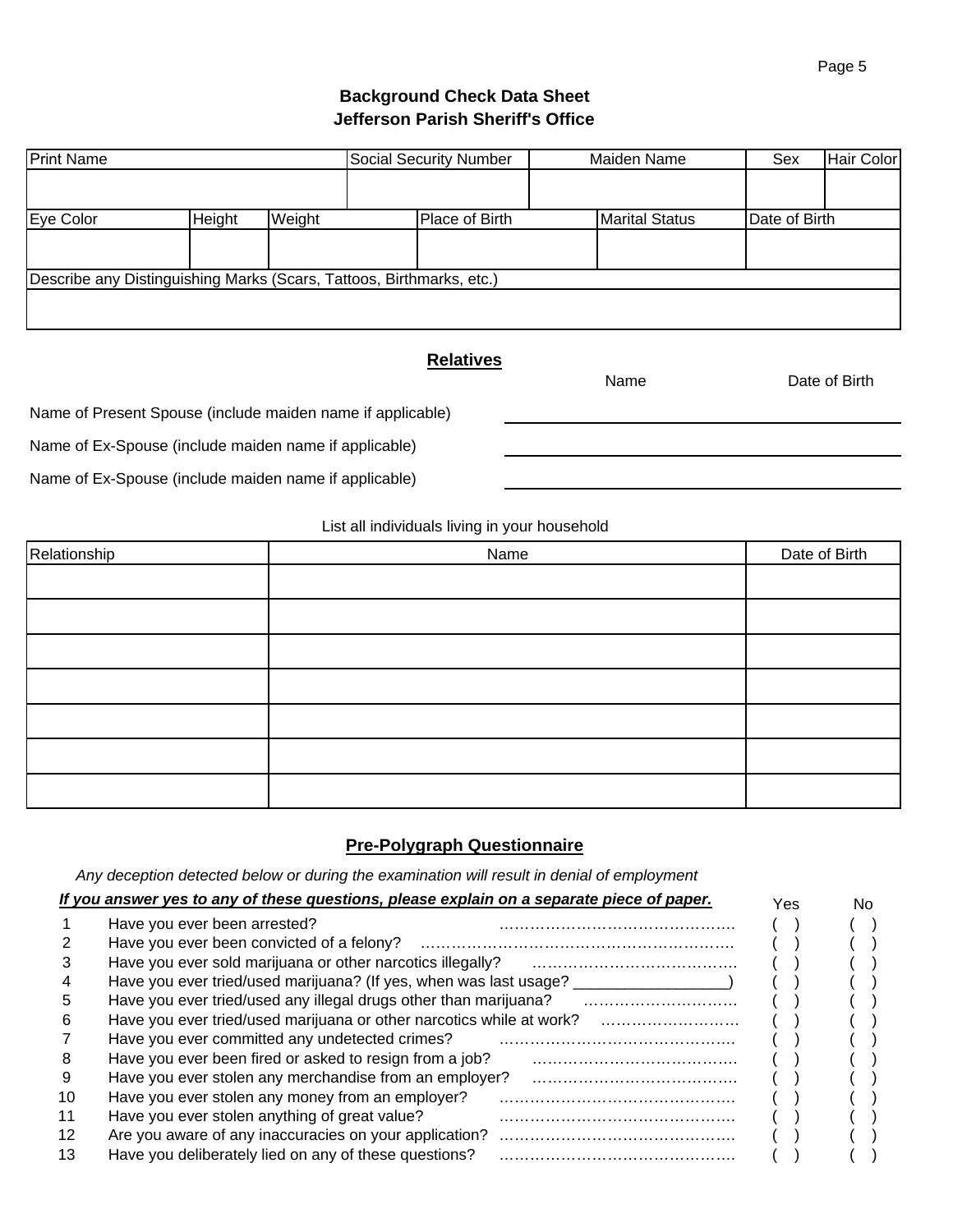# Background Check Data Sheet
## Jefferson Parish Sheriff's Office

| Print Name | Social Security Number | Maiden Name | Sex | Hair Color |
|---|---|---|---|---|
| | | | | |

| Eye Color | Height | Weight | Place of Birth | Marital Status | Date of Birth |
|---|---|---|---|---|---|
| | | | | | |

| Describe any Distinguishing Marks (Scars, Tattoos, Birthmarks, etc.) |
|---|
| |

### Relatives

| | Name | Date of Birth |
|---|---|---|
| Name of Present Spouse (include maiden name if applicable) | | |
| Name of Ex-Spouse (include maiden name if applicable) | | |
| Name of Ex-Spouse (include maiden name if applicable) | | |

List all individuals living in your household

| Relationship | Name | Date of Birth |
|---|---|---|
| | | |
| | | |
| | | |
| | | |
| | | |
| | | |
| | | |

### Pre-Polygraph Questionnaire

*Any deception detected below or during the examination will result in denial of employment*

***If you answer yes to any of these questions, please explain on a separate piece of paper.***

| | | Yes | No |
|---|---|---|---|
| 1 | Have you ever been arrested? | ( ) | ( ) |
| 2 | Have you ever been convicted of a felony? | ( ) | ( ) |
| 3 | Have you ever sold marijuana or other narcotics illegally? | ( ) | ( ) |
| 4 | Have you ever tried/used marijuana? (If yes, when was last usage? _________________) | ( ) | ( ) |
| 5 | Have you ever tried/used any illegal drugs other than marijuana? | ( ) | ( ) |
| 6 | Have you ever tried/used marijuana or other narcotics while at work? | ( ) | ( ) |
| 7 | Have you ever committed any undetected crimes? | ( ) | ( ) |
| 8 | Have you ever been fired or asked to resign from a job? | ( ) | ( ) |
| 9 | Have you ever stolen any merchandise from an employer? | ( ) | ( ) |
| 10 | Have you ever stolen any money from an employer? | ( ) | ( ) |
| 11 | Have you ever stolen anything of great value? | ( ) | ( ) |
| 12 | Are you aware of any inaccuracies on your application? | ( ) | ( ) |
| 13 | Have you deliberately lied on any of these questions? | ( ) | ( ) |